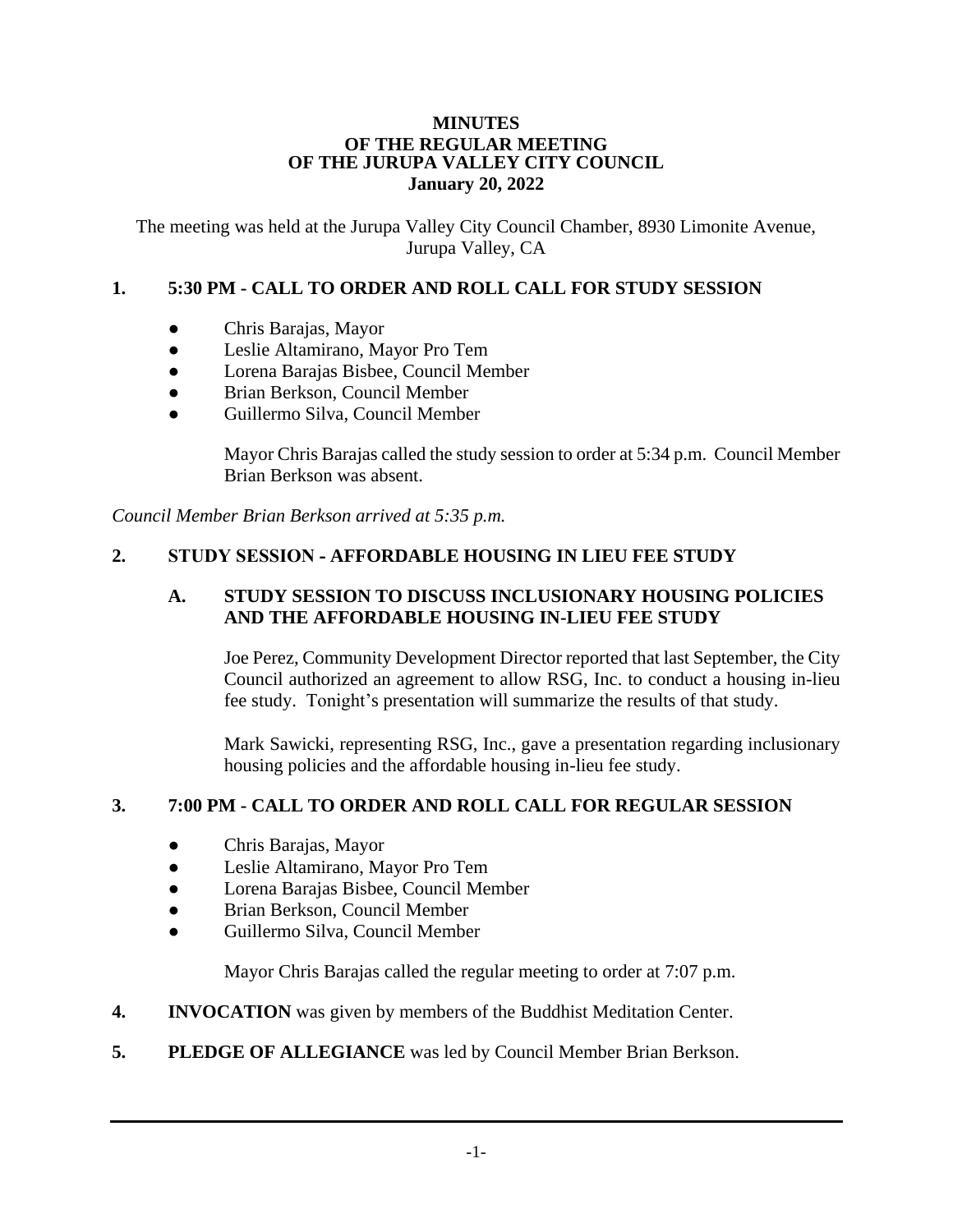# MINUTES
## OF THE REGULAR MEETING
## OF THE JURUPA VALLEY CITY COUNCIL
## January 20, 2022

The meeting was held at the Jurupa Valley City Council Chamber, 8930 Limonite Avenue, Jurupa Valley, CA

### 1. 5:30 PM - CALL TO ORDER AND ROLL CALL FOR STUDY SESSION

- Chris Barajas, Mayor
- Leslie Altamirano, Mayor Pro Tem
- Lorena Barajas Bisbee, Council Member
- Brian Berkson, Council Member
- Guillermo Silva, Council Member

Mayor Chris Barajas called the study session to order at 5:34 p.m. Council Member Brian Berkson was absent.

*Council Member Brian Berkson arrived at 5:35 p.m.*

### 2. STUDY SESSION - AFFORDABLE HOUSING IN LIEU FEE STUDY

#### A. STUDY SESSION TO DISCUSS INCLUSIONARY HOUSING POLICIES AND THE AFFORDABLE HOUSING IN-LIEU FEE STUDY

Joe Perez, Community Development Director reported that last September, the City Council authorized an agreement to allow RSG, Inc. to conduct a housing in-lieu fee study. Tonight's presentation will summarize the results of that study.

Mark Sawicki, representing RSG, Inc., gave a presentation regarding inclusionary housing policies and the affordable housing in-lieu fee study.

### 3. 7:00 PM - CALL TO ORDER AND ROLL CALL FOR REGULAR SESSION

- Chris Barajas, Mayor
- Leslie Altamirano, Mayor Pro Tem
- Lorena Barajas Bisbee, Council Member
- Brian Berkson, Council Member
- Guillermo Silva, Council Member

Mayor Chris Barajas called the regular meeting to order at 7:07 p.m.

**4. INVOCATION** was given by members of the Buddhist Meditation Center.

**5. PLEDGE OF ALLEGIANCE** was led by Council Member Brian Berkson.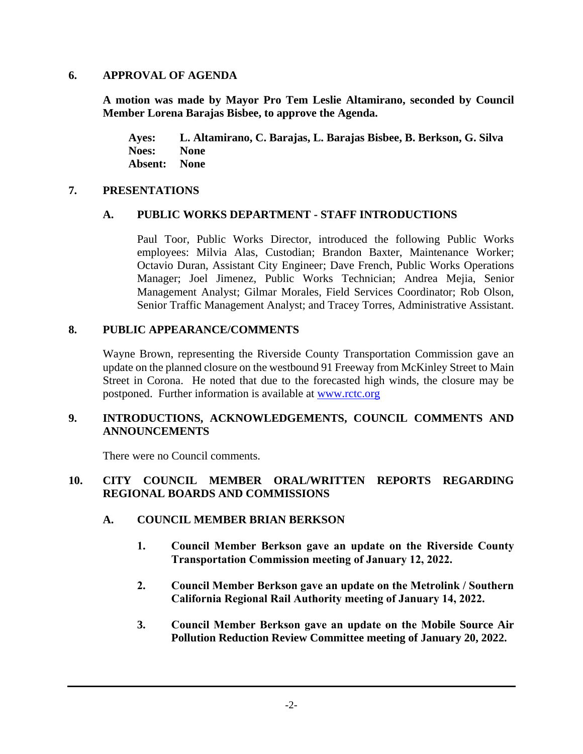## 6. APPROVAL OF AGENDA

**A motion was made by Mayor Pro Tem Leslie Altamirano, seconded by Council Member Lorena Barajas Bisbee, to approve the Agenda.**

**Ayes:** **L. Altamirano, C. Barajas, L. Barajas Bisbee, B. Berkson, G. Silva**
**Noes:** **None**
**Absent:** **None**

## 7. PRESENTATIONS

### A. PUBLIC WORKS DEPARTMENT - STAFF INTRODUCTIONS

Paul Toor, Public Works Director, introduced the following Public Works employees: Milvia Alas, Custodian; Brandon Baxter, Maintenance Worker; Octavio Duran, Assistant City Engineer; Dave French, Public Works Operations Manager; Joel Jimenez, Public Works Technician; Andrea Mejia, Senior Management Analyst; Gilmar Morales, Field Services Coordinator; Rob Olson, Senior Traffic Management Analyst; and Tracey Torres, Administrative Assistant.

## 8. PUBLIC APPEARANCE/COMMENTS

Wayne Brown, representing the Riverside County Transportation Commission gave an update on the planned closure on the westbound 91 Freeway from McKinley Street to Main Street in Corona. He noted that due to the forecasted high winds, the closure may be postponed. Further information is available at www.rctc.org

## 9. INTRODUCTIONS, ACKNOWLEDGEMENTS, COUNCIL COMMENTS AND ANNOUNCEMENTS

There were no Council comments.

## 10. CITY COUNCIL MEMBER ORAL/WRITTEN REPORTS REGARDING REGIONAL BOARDS AND COMMISSIONS

### A. COUNCIL MEMBER BRIAN BERKSON

1. **Council Member Berkson gave an update on the Riverside County Transportation Commission meeting of January 12, 2022.**

2. **Council Member Berkson gave an update on the Metrolink / Southern California Regional Rail Authority meeting of January 14, 2022.**

3. **Council Member Berkson gave an update on the Mobile Source Air Pollution Reduction Review Committee meeting of January 20, 2022.**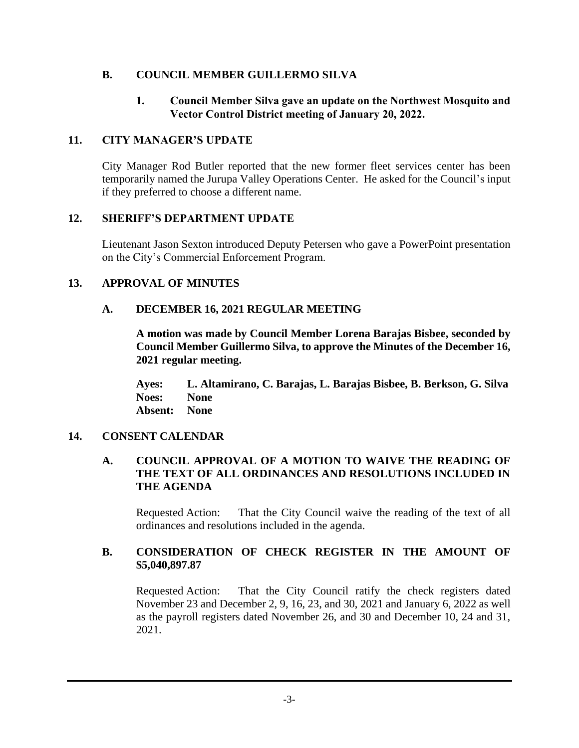### B. COUNCIL MEMBER GUILLERMO SILVA

**1. Council Member Silva gave an update on the Northwest Mosquito and Vector Control District meeting of January 20, 2022.**

## 11. CITY MANAGER'S UPDATE

City Manager Rod Butler reported that the new former fleet services center has been temporarily named the Jurupa Valley Operations Center. He asked for the Council's input if they preferred to choose a different name.

## 12. SHERIFF'S DEPARTMENT UPDATE

Lieutenant Jason Sexton introduced Deputy Petersen who gave a PowerPoint presentation on the City's Commercial Enforcement Program.

## 13. APPROVAL OF MINUTES

### A. DECEMBER 16, 2021 REGULAR MEETING

**A motion was made by Council Member Lorena Barajas Bisbee, seconded by Council Member Guillermo Silva, to approve the Minutes of the December 16, 2021 regular meeting.**

**Ayes: L. Altamirano, C. Barajas, L. Barajas Bisbee, B. Berkson, G. Silva**
**Noes: None**
**Absent: None**

## 14. CONSENT CALENDAR

### A. COUNCIL APPROVAL OF A MOTION TO WAIVE THE READING OF THE TEXT OF ALL ORDINANCES AND RESOLUTIONS INCLUDED IN THE AGENDA

Requested Action: That the City Council waive the reading of the text of all ordinances and resolutions included in the agenda.

### B. CONSIDERATION OF CHECK REGISTER IN THE AMOUNT OF $5,040,897.87

Requested Action: That the City Council ratify the check registers dated November 23 and December 2, 9, 16, 23, and 30, 2021 and January 6, 2022 as well as the payroll registers dated November 26, and 30 and December 10, 24 and 31, 2021.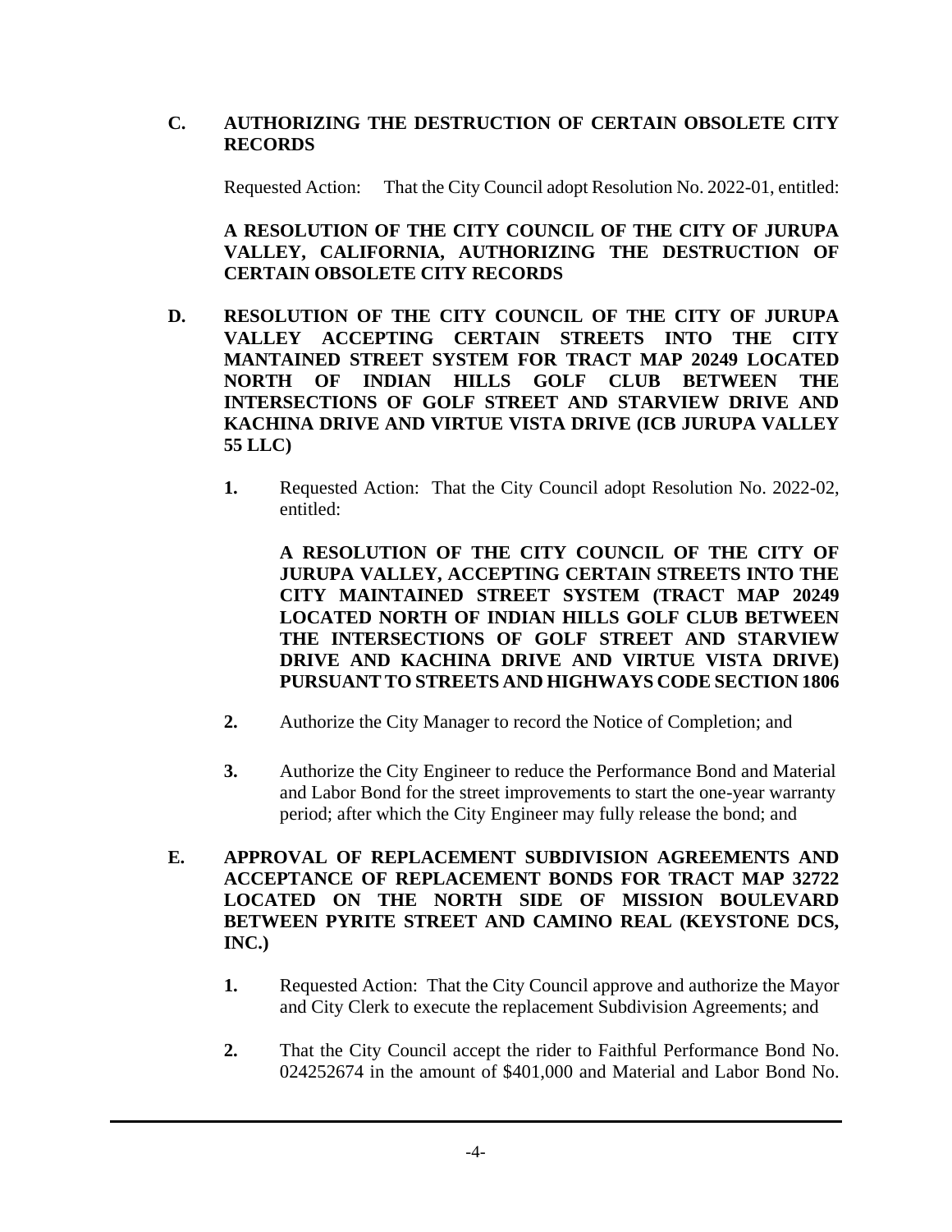**C. AUTHORIZING THE DESTRUCTION OF CERTAIN OBSOLETE CITY RECORDS**

Requested Action: That the City Council adopt Resolution No. 2022-01, entitled:

**A RESOLUTION OF THE CITY COUNCIL OF THE CITY OF JURUPA VALLEY, CALIFORNIA, AUTHORIZING THE DESTRUCTION OF CERTAIN OBSOLETE CITY RECORDS**

**D. RESOLUTION OF THE CITY COUNCIL OF THE CITY OF JURUPA VALLEY ACCEPTING CERTAIN STREETS INTO THE CITY MANTAINED STREET SYSTEM FOR TRACT MAP 20249 LOCATED NORTH OF INDIAN HILLS GOLF CLUB BETWEEN THE INTERSECTIONS OF GOLF STREET AND STARVIEW DRIVE AND KACHINA DRIVE AND VIRTUE VISTA DRIVE (ICB JURUPA VALLEY 55 LLC)**

**1.** Requested Action: That the City Council adopt Resolution No. 2022-02, entitled:

**A RESOLUTION OF THE CITY COUNCIL OF THE CITY OF JURUPA VALLEY, ACCEPTING CERTAIN STREETS INTO THE CITY MAINTAINED STREET SYSTEM (TRACT MAP 20249 LOCATED NORTH OF INDIAN HILLS GOLF CLUB BETWEEN THE INTERSECTIONS OF GOLF STREET AND STARVIEW DRIVE AND KACHINA DRIVE AND VIRTUE VISTA DRIVE) PURSUANT TO STREETS AND HIGHWAYS CODE SECTION 1806**

**2.** Authorize the City Manager to record the Notice of Completion; and

**3.** Authorize the City Engineer to reduce the Performance Bond and Material and Labor Bond for the street improvements to start the one-year warranty period; after which the City Engineer may fully release the bond; and

**E. APPROVAL OF REPLACEMENT SUBDIVISION AGREEMENTS AND ACCEPTANCE OF REPLACEMENT BONDS FOR TRACT MAP 32722 LOCATED ON THE NORTH SIDE OF MISSION BOULEVARD BETWEEN PYRITE STREET AND CAMINO REAL (KEYSTONE DCS, INC.)**

**1.** Requested Action: That the City Council approve and authorize the Mayor and City Clerk to execute the replacement Subdivision Agreements; and

**2.** That the City Council accept the rider to Faithful Performance Bond No. 024252674 in the amount of $401,000 and Material and Labor Bond No.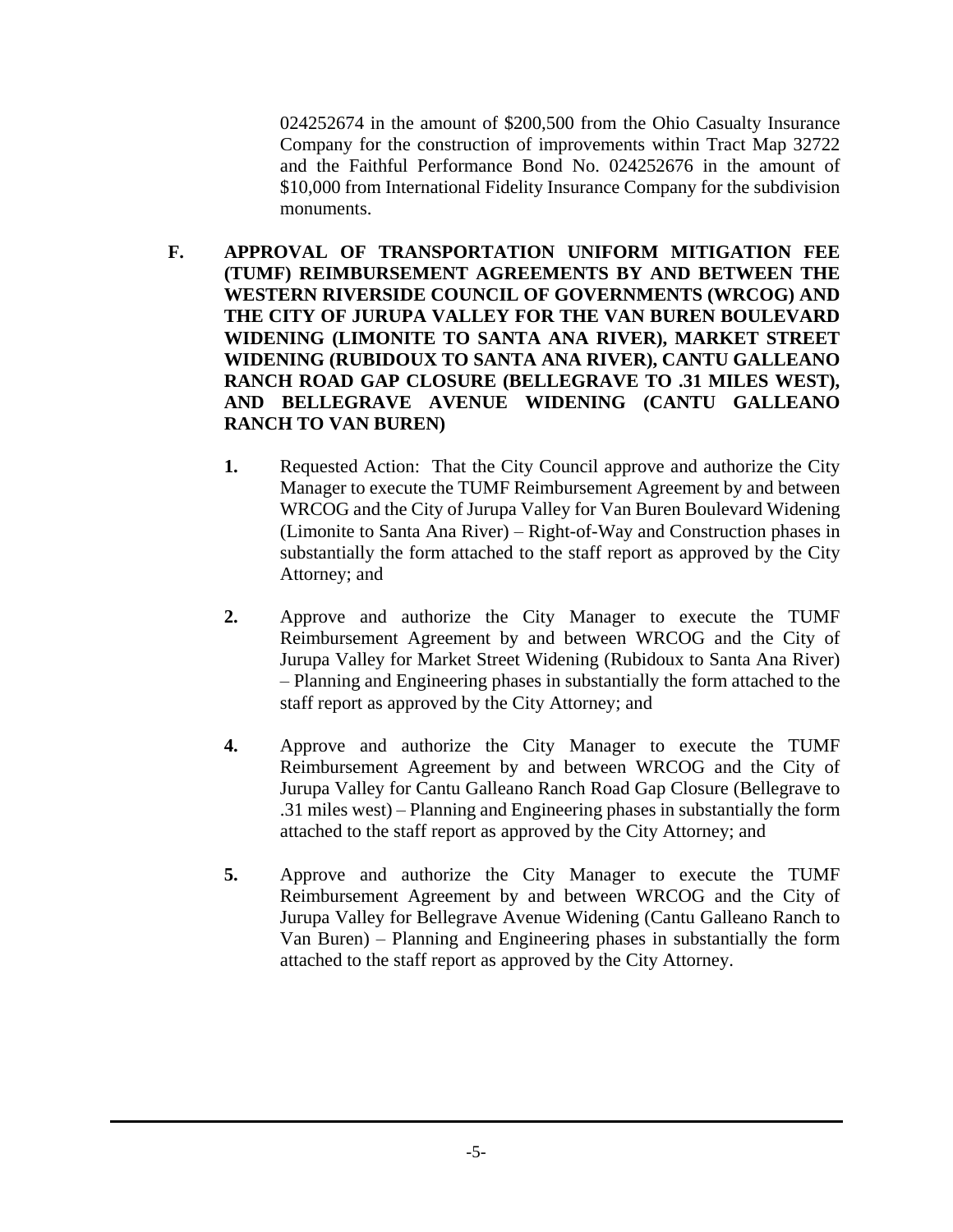024252674 in the amount of $200,500 from the Ohio Casualty Insurance Company for the construction of improvements within Tract Map 32722 and the Faithful Performance Bond No. 024252676 in the amount of $10,000 from International Fidelity Insurance Company for the subdivision monuments.

**F. APPROVAL OF TRANSPORTATION UNIFORM MITIGATION FEE (TUMF) REIMBURSEMENT AGREEMENTS BY AND BETWEEN THE WESTERN RIVERSIDE COUNCIL OF GOVERNMENTS (WRCOG) AND THE CITY OF JURUPA VALLEY FOR THE VAN BUREN BOULEVARD WIDENING (LIMONITE TO SANTA ANA RIVER), MARKET STREET WIDENING (RUBIDOUX TO SANTA ANA RIVER), CANTU GALLEANO RANCH ROAD GAP CLOSURE (BELLEGRAVE TO .31 MILES WEST), AND BELLEGRAVE AVENUE WIDENING (CANTU GALLEANO RANCH TO VAN BUREN)**

**1.** Requested Action: That the City Council approve and authorize the City Manager to execute the TUMF Reimbursement Agreement by and between WRCOG and the City of Jurupa Valley for Van Buren Boulevard Widening (Limonite to Santa Ana River) – Right-of-Way and Construction phases in substantially the form attached to the staff report as approved by the City Attorney; and

**2.** Approve and authorize the City Manager to execute the TUMF Reimbursement Agreement by and between WRCOG and the City of Jurupa Valley for Market Street Widening (Rubidoux to Santa Ana River) – Planning and Engineering phases in substantially the form attached to the staff report as approved by the City Attorney; and

**4.** Approve and authorize the City Manager to execute the TUMF Reimbursement Agreement by and between WRCOG and the City of Jurupa Valley for Cantu Galleano Ranch Road Gap Closure (Bellegrave to .31 miles west) – Planning and Engineering phases in substantially the form attached to the staff report as approved by the City Attorney; and

**5.** Approve and authorize the City Manager to execute the TUMF Reimbursement Agreement by and between WRCOG and the City of Jurupa Valley for Bellegrave Avenue Widening (Cantu Galleano Ranch to Van Buren) – Planning and Engineering phases in substantially the form attached to the staff report as approved by the City Attorney.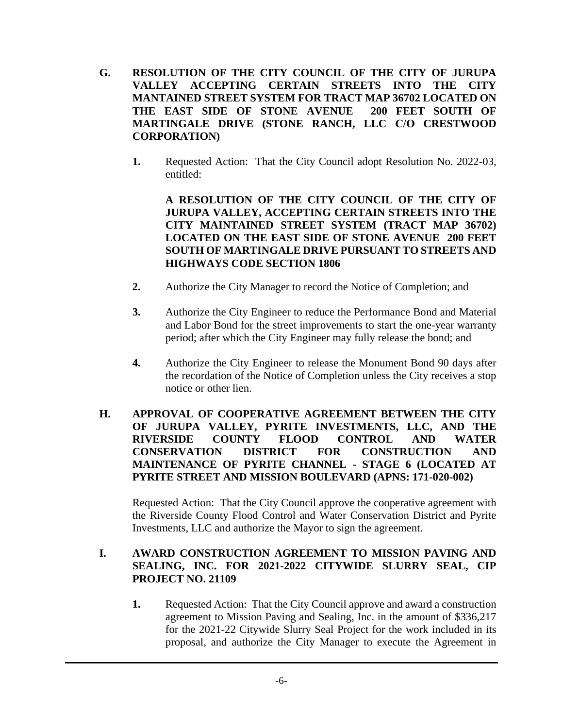**G. RESOLUTION OF THE CITY COUNCIL OF THE CITY OF JURUPA VALLEY ACCEPTING CERTAIN STREETS INTO THE CITY MANTAINED STREET SYSTEM FOR TRACT MAP 36702 LOCATED ON THE EAST SIDE OF STONE AVENUE 200 FEET SOUTH OF MARTINGALE DRIVE (STONE RANCH, LLC C/O CRESTWOOD CORPORATION)**

**1.** Requested Action: That the City Council adopt Resolution No. 2022-03, entitled:

**A RESOLUTION OF THE CITY COUNCIL OF THE CITY OF JURUPA VALLEY, ACCEPTING CERTAIN STREETS INTO THE CITY MAINTAINED STREET SYSTEM (TRACT MAP 36702) LOCATED ON THE EAST SIDE OF STONE AVENUE 200 FEET SOUTH OF MARTINGALE DRIVE PURSUANT TO STREETS AND HIGHWAYS CODE SECTION 1806**

**2.** Authorize the City Manager to record the Notice of Completion; and

**3.** Authorize the City Engineer to reduce the Performance Bond and Material and Labor Bond for the street improvements to start the one-year warranty period; after which the City Engineer may fully release the bond; and

**4.** Authorize the City Engineer to release the Monument Bond 90 days after the recordation of the Notice of Completion unless the City receives a stop notice or other lien.

**H. APPROVAL OF COOPERATIVE AGREEMENT BETWEEN THE CITY OF JURUPA VALLEY, PYRITE INVESTMENTS, LLC, AND THE RIVERSIDE COUNTY FLOOD CONTROL AND WATER CONSERVATION DISTRICT FOR CONSTRUCTION AND MAINTENANCE OF PYRITE CHANNEL - STAGE 6 (LOCATED AT PYRITE STREET AND MISSION BOULEVARD (APNS: 171-020-002)**

Requested Action: That the City Council approve the cooperative agreement with the Riverside County Flood Control and Water Conservation District and Pyrite Investments, LLC and authorize the Mayor to sign the agreement.

**I. AWARD CONSTRUCTION AGREEMENT TO MISSION PAVING AND SEALING, INC. FOR 2021-2022 CITYWIDE SLURRY SEAL, CIP PROJECT NO. 21109**

**1.** Requested Action: That the City Council approve and award a construction agreement to Mission Paving and Sealing, Inc. in the amount of $336,217 for the 2021-22 Citywide Slurry Seal Project for the work included in its proposal, and authorize the City Manager to execute the Agreement in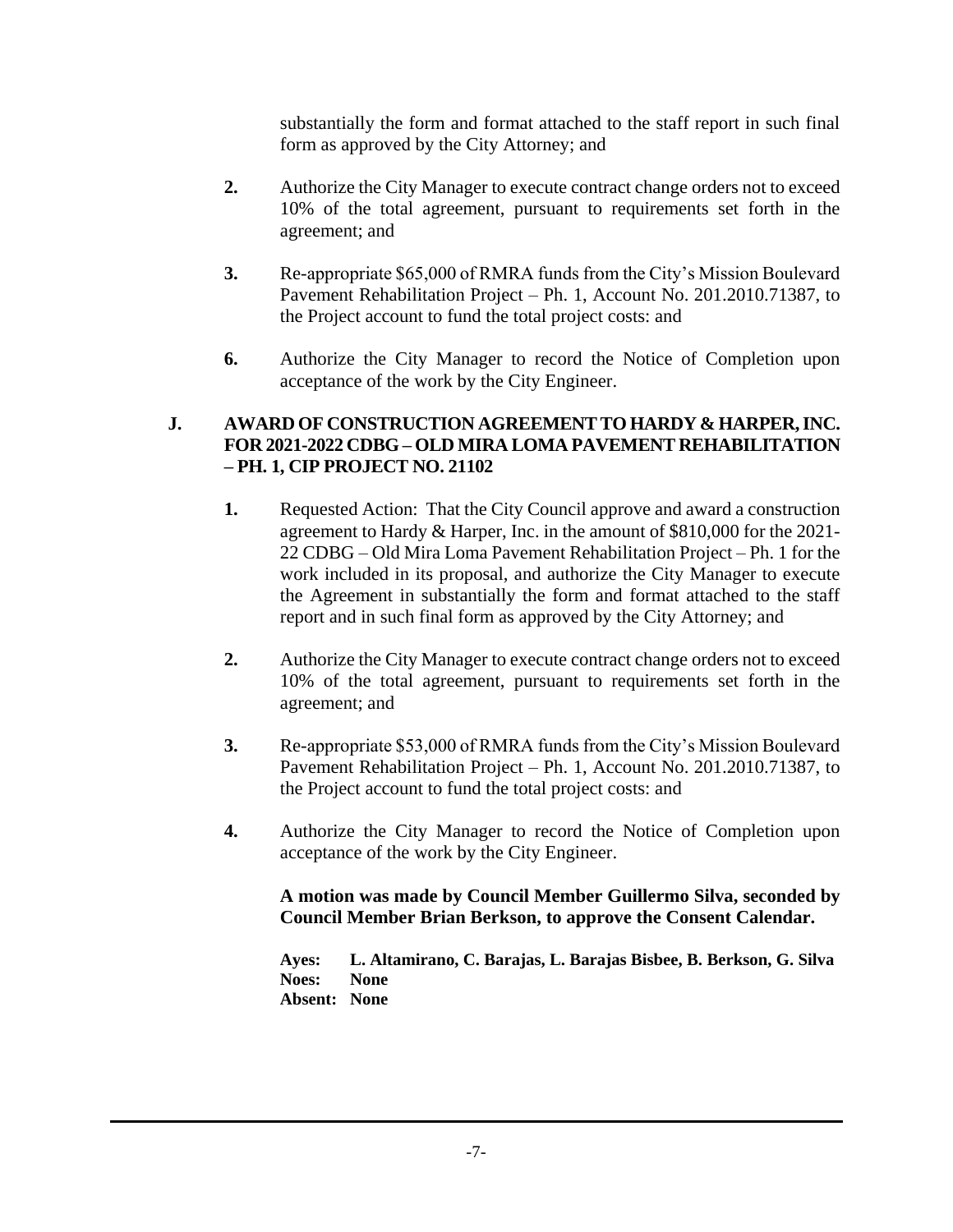substantially the form and format attached to the staff report in such final form as approved by the City Attorney; and

**2.** Authorize the City Manager to execute contract change orders not to exceed 10% of the total agreement, pursuant to requirements set forth in the agreement; and

**3.** Re-appropriate $65,000 of RMRA funds from the City's Mission Boulevard Pavement Rehabilitation Project – Ph. 1, Account No. 201.2010.71387, to the Project account to fund the total project costs: and

**6.** Authorize the City Manager to record the Notice of Completion upon acceptance of the work by the City Engineer.

**J. AWARD OF CONSTRUCTION AGREEMENT TO HARDY & HARPER, INC. FOR 2021-2022 CDBG – OLD MIRA LOMA PAVEMENT REHABILITATION – PH. 1, CIP PROJECT NO. 21102**

**1.** Requested Action: That the City Council approve and award a construction agreement to Hardy & Harper, Inc. in the amount of $810,000 for the 2021-22 CDBG – Old Mira Loma Pavement Rehabilitation Project – Ph. 1 for the work included in its proposal, and authorize the City Manager to execute the Agreement in substantially the form and format attached to the staff report and in such final form as approved by the City Attorney; and

**2.** Authorize the City Manager to execute contract change orders not to exceed 10% of the total agreement, pursuant to requirements set forth in the agreement; and

**3.** Re-appropriate $53,000 of RMRA funds from the City's Mission Boulevard Pavement Rehabilitation Project – Ph. 1, Account No. 201.2010.71387, to the Project account to fund the total project costs: and

**4.** Authorize the City Manager to record the Notice of Completion upon acceptance of the work by the City Engineer.

**A motion was made by Council Member Guillermo Silva, seconded by Council Member Brian Berkson, to approve the Consent Calendar.**

**Ayes: L. Altamirano, C. Barajas, L. Barajas Bisbee, B. Berkson, G. Silva**
**Noes: None**
**Absent: None**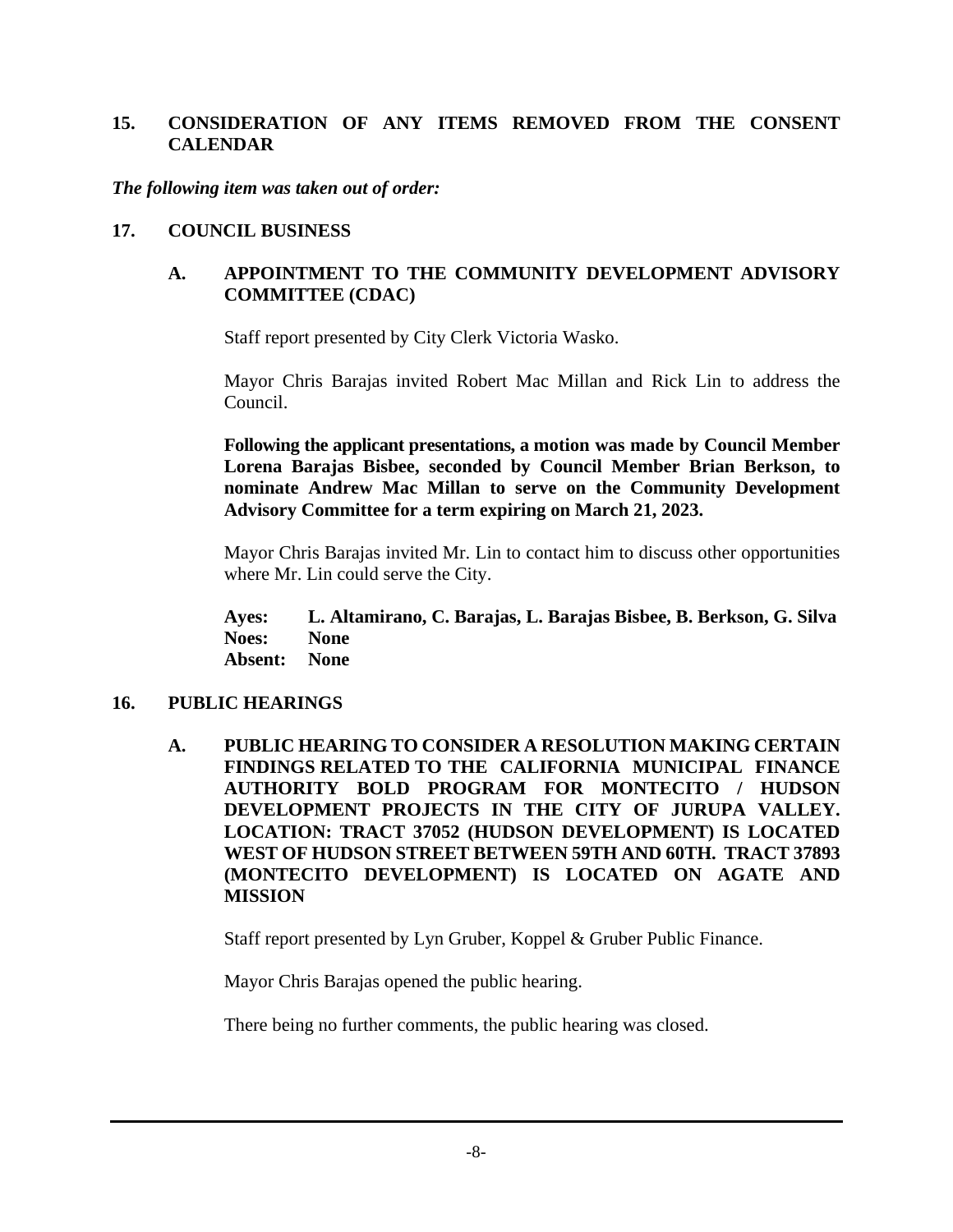## 15. CONSIDERATION OF ANY ITEMS REMOVED FROM THE CONSENT CALENDAR

***The following item was taken out of order:***

## 17. COUNCIL BUSINESS

### A. APPOINTMENT TO THE COMMUNITY DEVELOPMENT ADVISORY COMMITTEE (CDAC)

Staff report presented by City Clerk Victoria Wasko.

Mayor Chris Barajas invited Robert Mac Millan and Rick Lin to address the Council.

**Following the applicant presentations, a motion was made by Council Member Lorena Barajas Bisbee, seconded by Council Member Brian Berkson, to nominate Andrew Mac Millan to serve on the Community Development Advisory Committee for a term expiring on March 21, 2023.**

Mayor Chris Barajas invited Mr. Lin to contact him to discuss other opportunities where Mr. Lin could serve the City.

**Ayes:** **L. Altamirano, C. Barajas, L. Barajas Bisbee, B. Berkson, G. Silva**
**Noes:** **None**
**Absent:** **None**

## 16. PUBLIC HEARINGS

### A. PUBLIC HEARING TO CONSIDER A RESOLUTION MAKING CERTAIN FINDINGS RELATED TO THE CALIFORNIA MUNICIPAL FINANCE AUTHORITY BOLD PROGRAM FOR MONTECITO / HUDSON DEVELOPMENT PROJECTS IN THE CITY OF JURUPA VALLEY. LOCATION: TRACT 37052 (HUDSON DEVELOPMENT) IS LOCATED WEST OF HUDSON STREET BETWEEN 59TH AND 60TH. TRACT 37893 (MONTECITO DEVELOPMENT) IS LOCATED ON AGATE AND MISSION

Staff report presented by Lyn Gruber, Koppel & Gruber Public Finance.

Mayor Chris Barajas opened the public hearing.

There being no further comments, the public hearing was closed.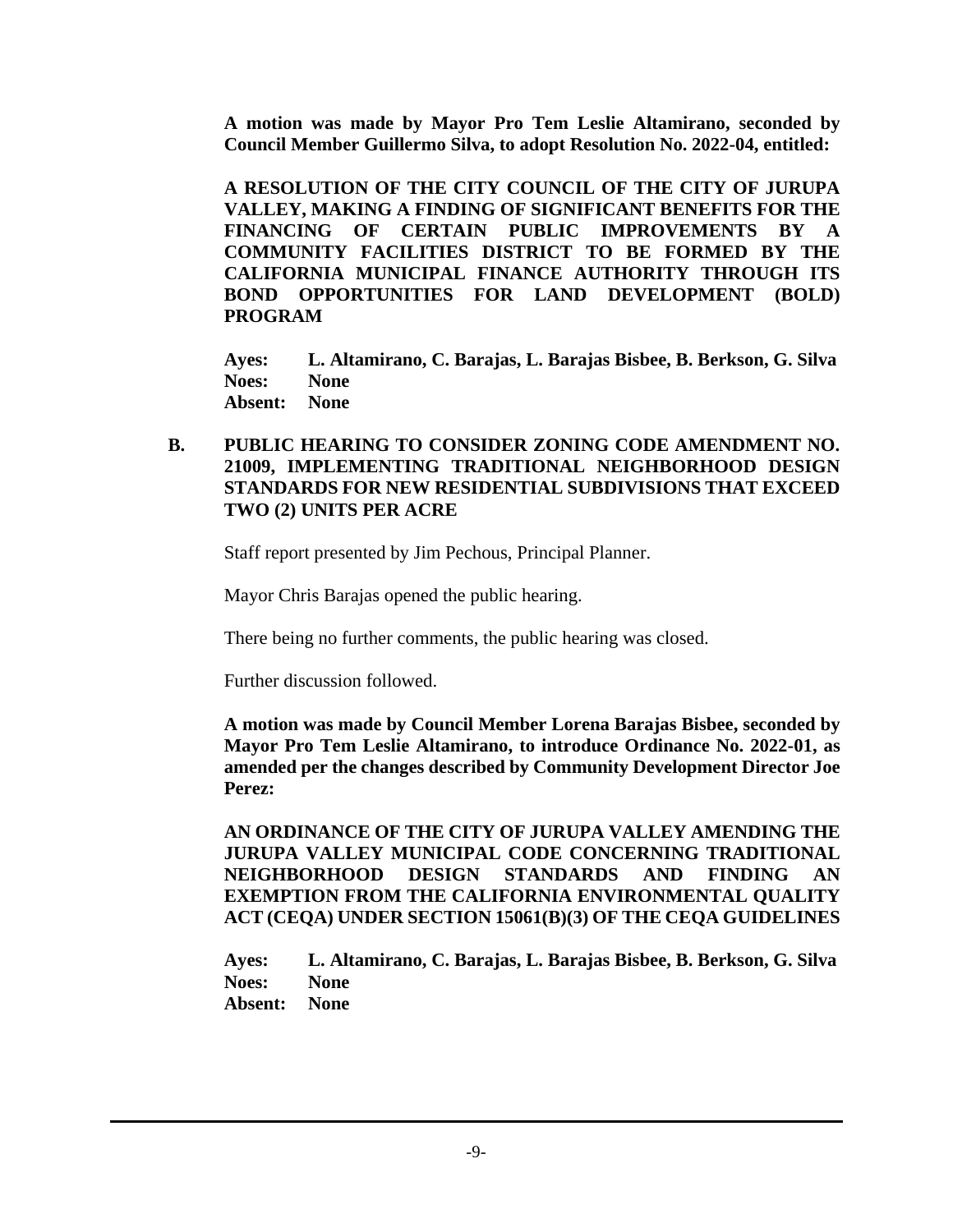**A motion was made by Mayor Pro Tem Leslie Altamirano, seconded by Council Member Guillermo Silva, to adopt Resolution No. 2022-04, entitled:**

**A RESOLUTION OF THE CITY COUNCIL OF THE CITY OF JURUPA VALLEY, MAKING A FINDING OF SIGNIFICANT BENEFITS FOR THE FINANCING OF CERTAIN PUBLIC IMPROVEMENTS BY A COMMUNITY FACILITIES DISTRICT TO BE FORMED BY THE CALIFORNIA MUNICIPAL FINANCE AUTHORITY THROUGH ITS BOND OPPORTUNITIES FOR LAND DEVELOPMENT (BOLD) PROGRAM**

**Ayes: L. Altamirano, C. Barajas, L. Barajas Bisbee, B. Berkson, G. Silva**
**Noes: None**
**Absent: None**

**B. PUBLIC HEARING TO CONSIDER ZONING CODE AMENDMENT NO. 21009, IMPLEMENTING TRADITIONAL NEIGHBORHOOD DESIGN STANDARDS FOR NEW RESIDENTIAL SUBDIVISIONS THAT EXCEED TWO (2) UNITS PER ACRE**

Staff report presented by Jim Pechous, Principal Planner.

Mayor Chris Barajas opened the public hearing.

There being no further comments, the public hearing was closed.

Further discussion followed.

**A motion was made by Council Member Lorena Barajas Bisbee, seconded by Mayor Pro Tem Leslie Altamirano, to introduce Ordinance No. 2022-01, as amended per the changes described by Community Development Director Joe Perez:**

**AN ORDINANCE OF THE CITY OF JURUPA VALLEY AMENDING THE JURUPA VALLEY MUNICIPAL CODE CONCERNING TRADITIONAL NEIGHBORHOOD DESIGN STANDARDS AND FINDING AN EXEMPTION FROM THE CALIFORNIA ENVIRONMENTAL QUALITY ACT (CEQA) UNDER SECTION 15061(B)(3) OF THE CEQA GUIDELINES**

**Ayes: L. Altamirano, C. Barajas, L. Barajas Bisbee, B. Berkson, G. Silva**
**Noes: None**
**Absent: None**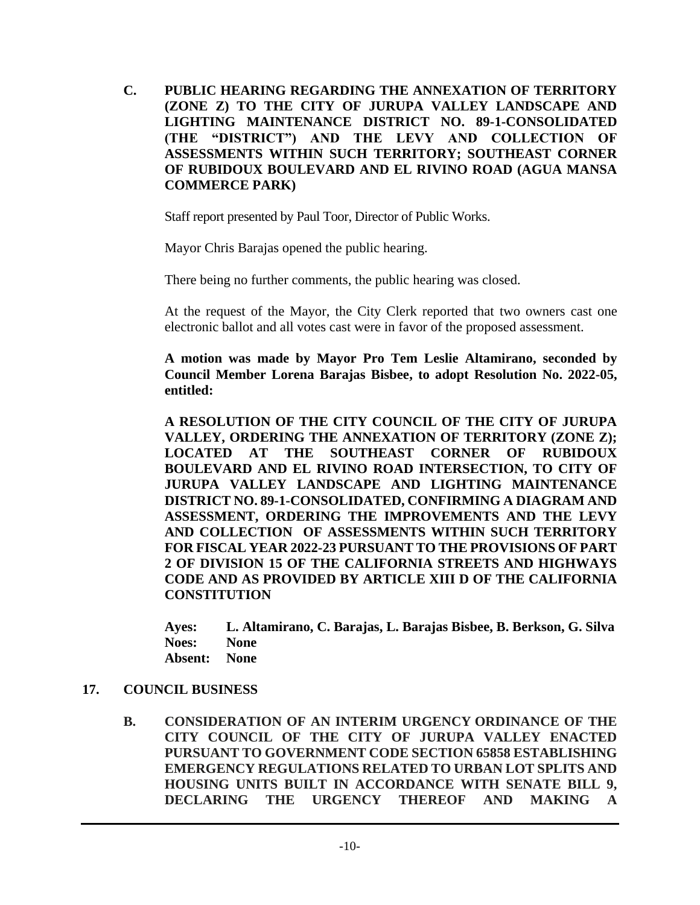**C. PUBLIC HEARING REGARDING THE ANNEXATION OF TERRITORY (ZONE Z) TO THE CITY OF JURUPA VALLEY LANDSCAPE AND LIGHTING MAINTENANCE DISTRICT NO. 89-1-CONSOLIDATED (THE "DISTRICT") AND THE LEVY AND COLLECTION OF ASSESSMENTS WITHIN SUCH TERRITORY; SOUTHEAST CORNER OF RUBIDOUX BOULEVARD AND EL RIVINO ROAD (AGUA MANSA COMMERCE PARK)**

Staff report presented by Paul Toor, Director of Public Works.

Mayor Chris Barajas opened the public hearing.

There being no further comments, the public hearing was closed.

At the request of the Mayor, the City Clerk reported that two owners cast one electronic ballot and all votes cast were in favor of the proposed assessment.

**A motion was made by Mayor Pro Tem Leslie Altamirano, seconded by Council Member Lorena Barajas Bisbee, to adopt Resolution No. 2022-05, entitled:**

**A RESOLUTION OF THE CITY COUNCIL OF THE CITY OF JURUPA VALLEY, ORDERING THE ANNEXATION OF TERRITORY (ZONE Z); LOCATED AT THE SOUTHEAST CORNER OF RUBIDOUX BOULEVARD AND EL RIVINO ROAD INTERSECTION, TO CITY OF JURUPA VALLEY LANDSCAPE AND LIGHTING MAINTENANCE DISTRICT NO. 89-1-CONSOLIDATED, CONFIRMING A DIAGRAM AND ASSESSMENT, ORDERING THE IMPROVEMENTS AND THE LEVY AND COLLECTION OF ASSESSMENTS WITHIN SUCH TERRITORY FOR FISCAL YEAR 2022-23 PURSUANT TO THE PROVISIONS OF PART 2 OF DIVISION 15 OF THE CALIFORNIA STREETS AND HIGHWAYS CODE AND AS PROVIDED BY ARTICLE XIII D OF THE CALIFORNIA CONSTITUTION**

**Ayes: L. Altamirano, C. Barajas, L. Barajas Bisbee, B. Berkson, G. Silva**
**Noes: None**
**Absent: None**

## 17. COUNCIL BUSINESS

**B. CONSIDERATION OF AN INTERIM URGENCY ORDINANCE OF THE CITY COUNCIL OF THE CITY OF JURUPA VALLEY ENACTED PURSUANT TO GOVERNMENT CODE SECTION 65858 ESTABLISHING EMERGENCY REGULATIONS RELATED TO URBAN LOT SPLITS AND HOUSING UNITS BUILT IN ACCORDANCE WITH SENATE BILL 9, DECLARING THE URGENCY THEREOF AND MAKING A**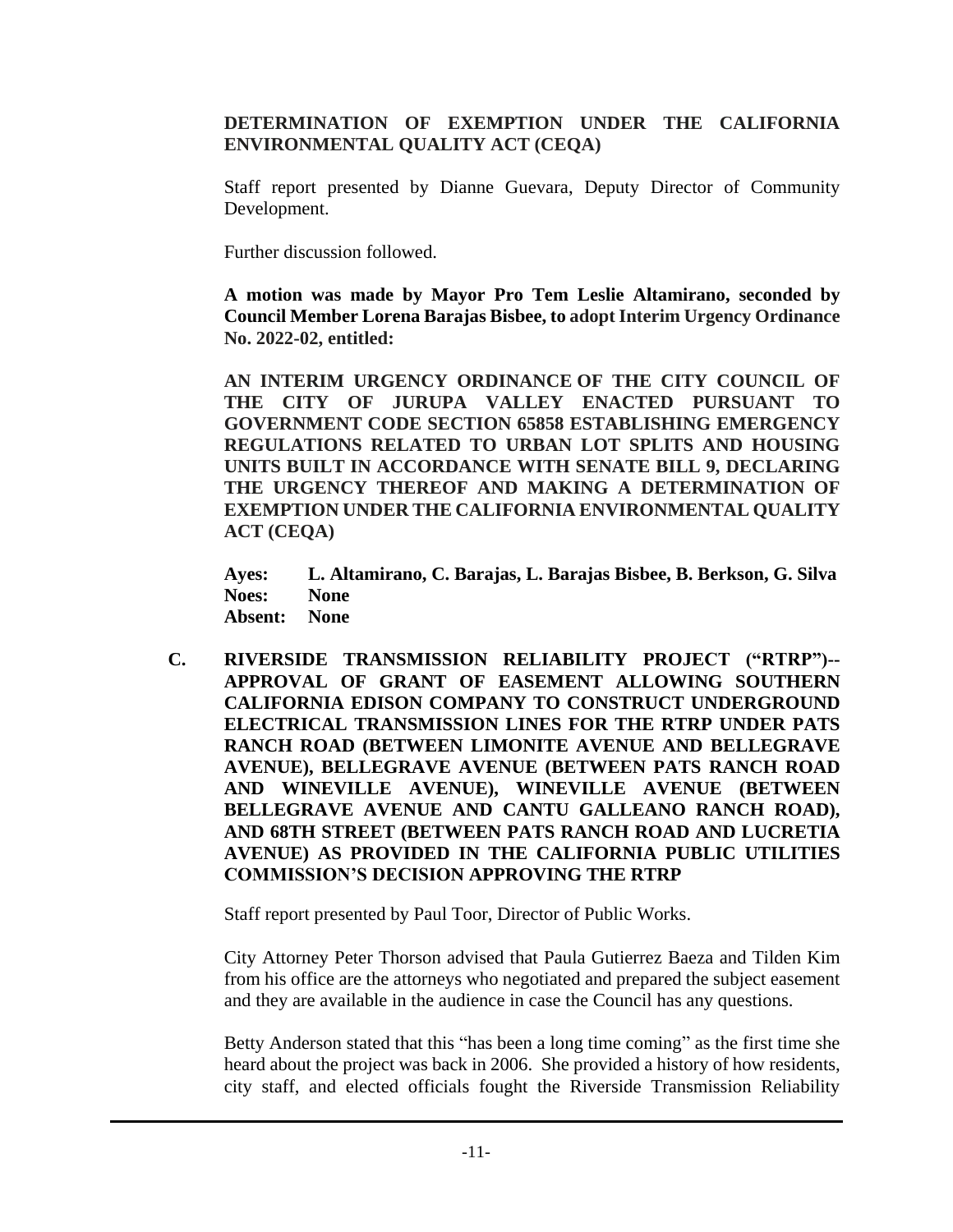**DETERMINATION OF EXEMPTION UNDER THE CALIFORNIA ENVIRONMENTAL QUALITY ACT (CEQA)**

Staff report presented by Dianne Guevara, Deputy Director of Community Development.

Further discussion followed.

**A motion was made by Mayor Pro Tem Leslie Altamirano, seconded by Council Member Lorena Barajas Bisbee, to adopt Interim Urgency Ordinance No. 2022-02, entitled:**

**AN INTERIM URGENCY ORDINANCE OF THE CITY COUNCIL OF THE CITY OF JURUPA VALLEY ENACTED PURSUANT TO GOVERNMENT CODE SECTION 65858 ESTABLISHING EMERGENCY REGULATIONS RELATED TO URBAN LOT SPLITS AND HOUSING UNITS BUILT IN ACCORDANCE WITH SENATE BILL 9, DECLARING THE URGENCY THEREOF AND MAKING A DETERMINATION OF EXEMPTION UNDER THE CALIFORNIA ENVIRONMENTAL QUALITY ACT (CEQA)**

**Ayes: L. Altamirano, C. Barajas, L. Barajas Bisbee, B. Berkson, G. Silva**
**Noes: None**
**Absent: None**

**C. RIVERSIDE TRANSMISSION RELIABILITY PROJECT ("RTRP")--APPROVAL OF GRANT OF EASEMENT ALLOWING SOUTHERN CALIFORNIA EDISON COMPANY TO CONSTRUCT UNDERGROUND ELECTRICAL TRANSMISSION LINES FOR THE RTRP UNDER PATS RANCH ROAD (BETWEEN LIMONITE AVENUE AND BELLEGRAVE AVENUE), BELLEGRAVE AVENUE (BETWEEN PATS RANCH ROAD AND WINEVILLE AVENUE), WINEVILLE AVENUE (BETWEEN BELLEGRAVE AVENUE AND CANTU GALLEANO RANCH ROAD), AND 68TH STREET (BETWEEN PATS RANCH ROAD AND LUCRETIA AVENUE) AS PROVIDED IN THE CALIFORNIA PUBLIC UTILITIES COMMISSION'S DECISION APPROVING THE RTRP**

Staff report presented by Paul Toor, Director of Public Works.

City Attorney Peter Thorson advised that Paula Gutierrez Baeza and Tilden Kim from his office are the attorneys who negotiated and prepared the subject easement and they are available in the audience in case the Council has any questions.

Betty Anderson stated that this "has been a long time coming" as the first time she heard about the project was back in 2006. She provided a history of how residents, city staff, and elected officials fought the Riverside Transmission Reliability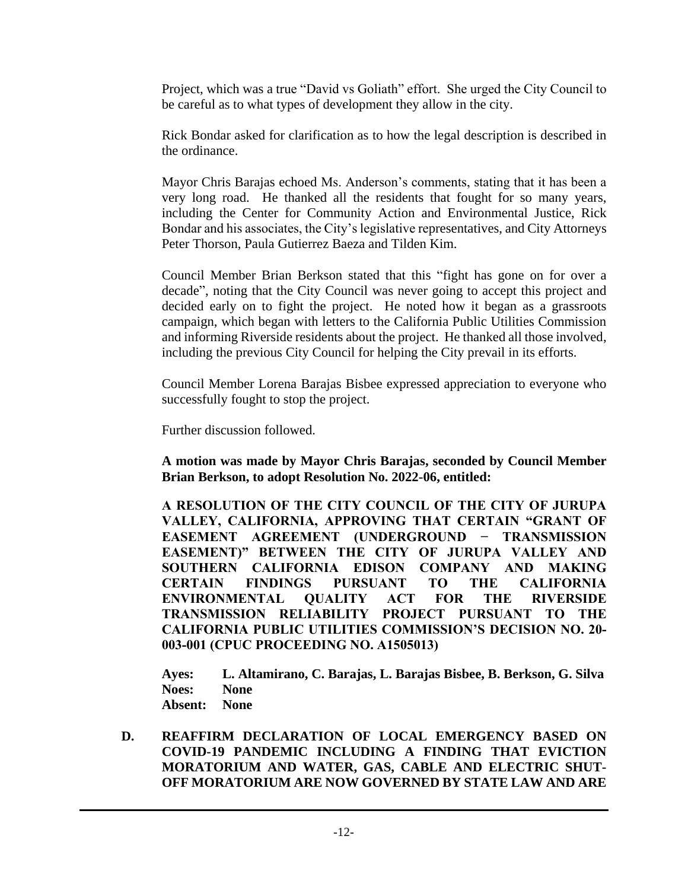Project, which was a true "David vs Goliath" effort. She urged the City Council to be careful as to what types of development they allow in the city.

Rick Bondar asked for clarification as to how the legal description is described in the ordinance.

Mayor Chris Barajas echoed Ms. Anderson's comments, stating that it has been a very long road. He thanked all the residents that fought for so many years, including the Center for Community Action and Environmental Justice, Rick Bondar and his associates, the City's legislative representatives, and City Attorneys Peter Thorson, Paula Gutierrez Baeza and Tilden Kim.

Council Member Brian Berkson stated that this "fight has gone on for over a decade", noting that the City Council was never going to accept this project and decided early on to fight the project. He noted how it began as a grassroots campaign, which began with letters to the California Public Utilities Commission and informing Riverside residents about the project. He thanked all those involved, including the previous City Council for helping the City prevail in its efforts.

Council Member Lorena Barajas Bisbee expressed appreciation to everyone who successfully fought to stop the project.

Further discussion followed.

**A motion was made by Mayor Chris Barajas, seconded by Council Member Brian Berkson, to adopt Resolution No. 2022-06, entitled:**

**A RESOLUTION OF THE CITY COUNCIL OF THE CITY OF JURUPA VALLEY, CALIFORNIA, APPROVING THAT CERTAIN "GRANT OF EASEMENT AGREEMENT (UNDERGROUND − TRANSMISSION EASEMENT)" BETWEEN THE CITY OF JURUPA VALLEY AND SOUTHERN CALIFORNIA EDISON COMPANY AND MAKING CERTAIN FINDINGS PURSUANT TO THE CALIFORNIA ENVIRONMENTAL QUALITY ACT FOR THE RIVERSIDE TRANSMISSION RELIABILITY PROJECT PURSUANT TO THE CALIFORNIA PUBLIC UTILITIES COMMISSION'S DECISION NO. 20-003-001 (CPUC PROCEEDING NO. A1505013)**

**Ayes: L. Altamirano, C. Barajas, L. Barajas Bisbee, B. Berkson, G. Silva**
**Noes: None**
**Absent: None**

**D. REAFFIRM DECLARATION OF LOCAL EMERGENCY BASED ON COVID-19 PANDEMIC INCLUDING A FINDING THAT EVICTION MORATORIUM AND WATER, GAS, CABLE AND ELECTRIC SHUT-OFF MORATORIUM ARE NOW GOVERNED BY STATE LAW AND ARE**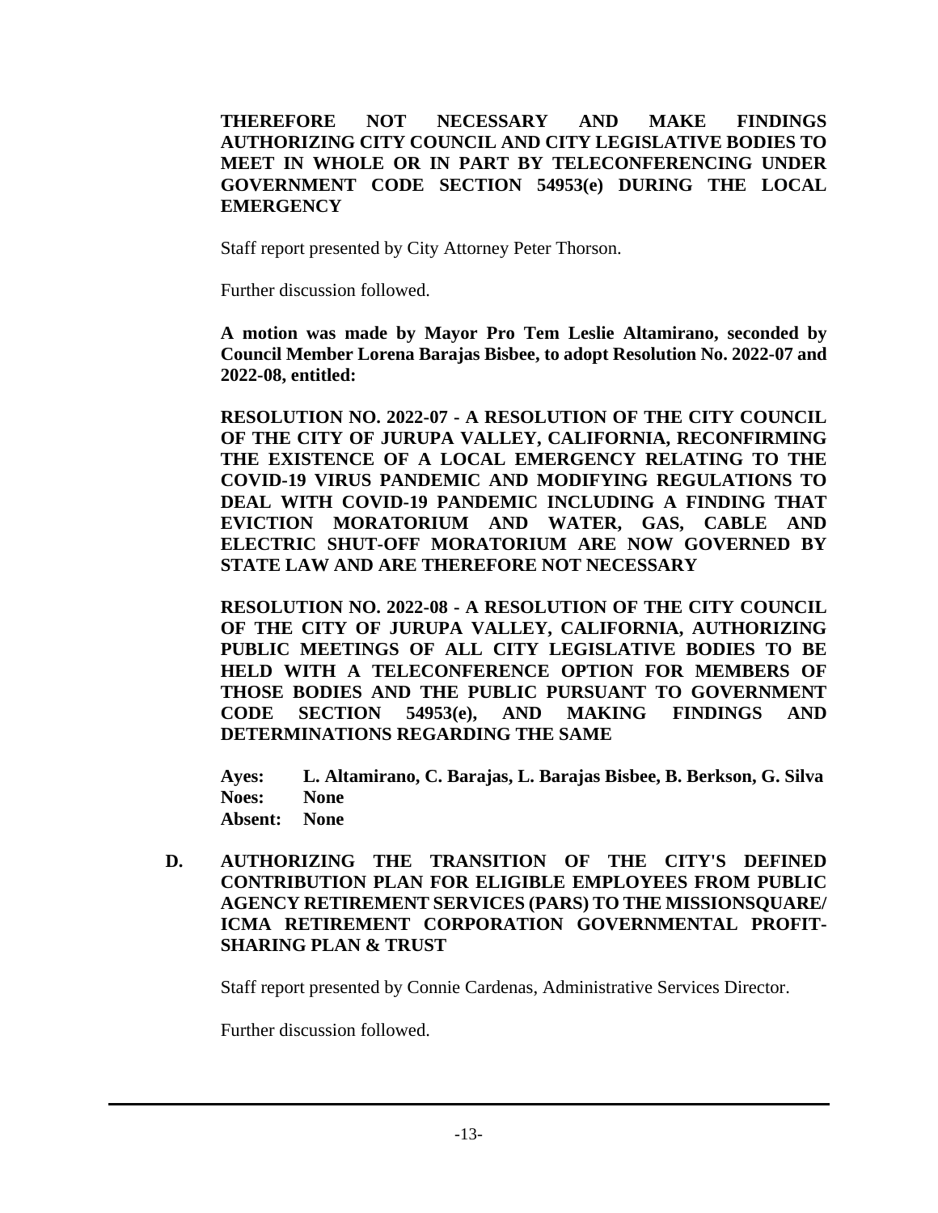**THEREFORE NOT NECESSARY AND MAKE FINDINGS AUTHORIZING CITY COUNCIL AND CITY LEGISLATIVE BODIES TO MEET IN WHOLE OR IN PART BY TELECONFERENCING UNDER GOVERNMENT CODE SECTION 54953(e) DURING THE LOCAL EMERGENCY**

Staff report presented by City Attorney Peter Thorson.

Further discussion followed.

**A motion was made by Mayor Pro Tem Leslie Altamirano, seconded by Council Member Lorena Barajas Bisbee, to adopt Resolution No. 2022-07 and 2022-08, entitled:**

**RESOLUTION NO. 2022-07 - A RESOLUTION OF THE CITY COUNCIL OF THE CITY OF JURUPA VALLEY, CALIFORNIA, RECONFIRMING THE EXISTENCE OF A LOCAL EMERGENCY RELATING TO THE COVID-19 VIRUS PANDEMIC AND MODIFYING REGULATIONS TO DEAL WITH COVID-19 PANDEMIC INCLUDING A FINDING THAT EVICTION MORATORIUM AND WATER, GAS, CABLE AND ELECTRIC SHUT-OFF MORATORIUM ARE NOW GOVERNED BY STATE LAW AND ARE THEREFORE NOT NECESSARY**

**RESOLUTION NO. 2022-08 - A RESOLUTION OF THE CITY COUNCIL OF THE CITY OF JURUPA VALLEY, CALIFORNIA, AUTHORIZING PUBLIC MEETINGS OF ALL CITY LEGISLATIVE BODIES TO BE HELD WITH A TELECONFERENCE OPTION FOR MEMBERS OF THOSE BODIES AND THE PUBLIC PURSUANT TO GOVERNMENT CODE SECTION 54953(e), AND MAKING FINDINGS AND DETERMINATIONS REGARDING THE SAME**

**Ayes:** **L. Altamirano, C. Barajas, L. Barajas Bisbee, B. Berkson, G. Silva**
**Noes:** **None**
**Absent:** **None**

**D. AUTHORIZING THE TRANSITION OF THE CITY'S DEFINED CONTRIBUTION PLAN FOR ELIGIBLE EMPLOYEES FROM PUBLIC AGENCY RETIREMENT SERVICES (PARS) TO THE MISSIONSQUARE/ ICMA RETIREMENT CORPORATION GOVERNMENTAL PROFIT-SHARING PLAN & TRUST**

Staff report presented by Connie Cardenas, Administrative Services Director.

Further discussion followed.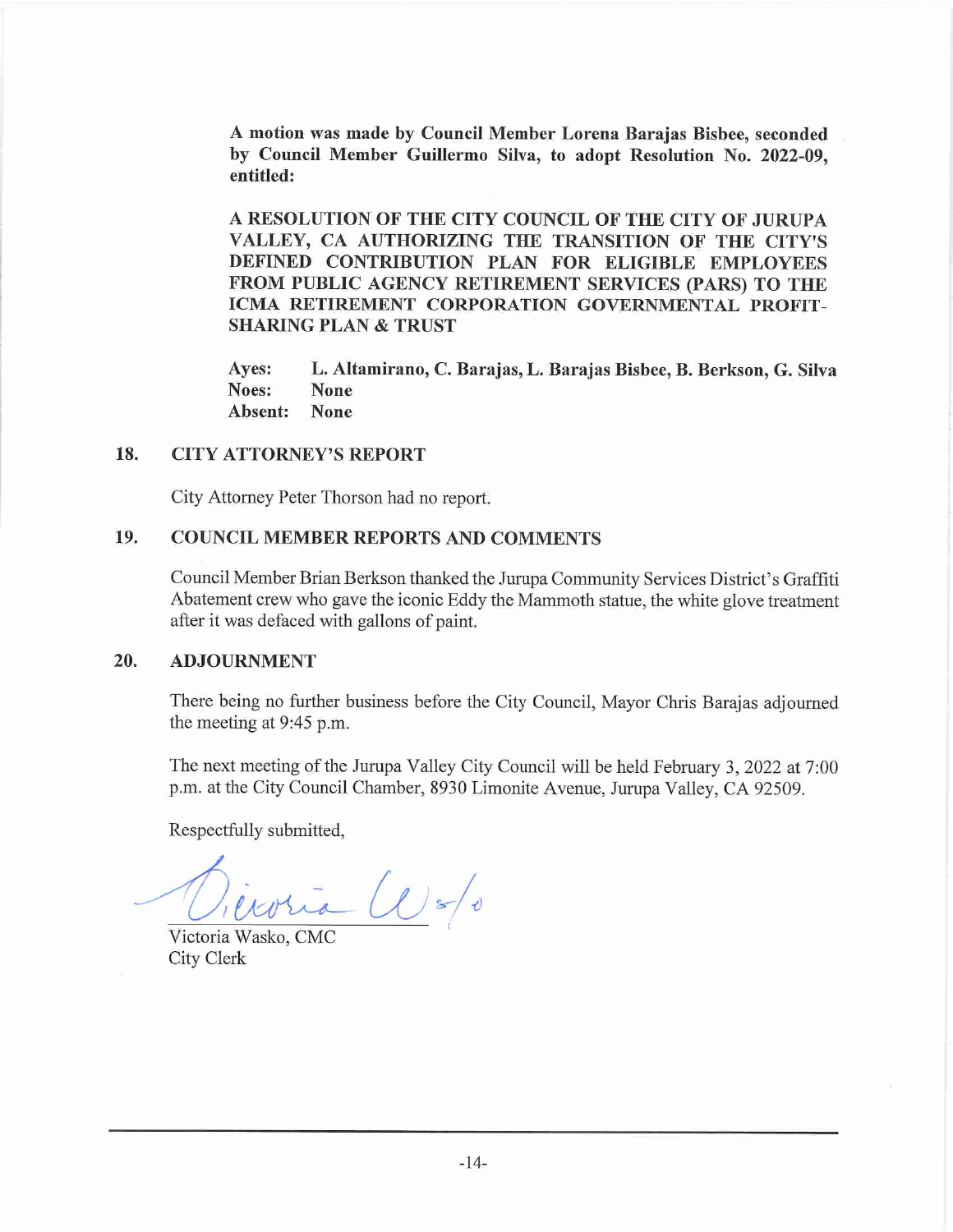**A motion was made by Council Member Lorena Barajas Bisbee, seconded by Council Member Guillermo Silva, to adopt Resolution No. 2022-09, entitled:**

**A RESOLUTION OF THE CITY COUNCIL OF THE CITY OF JURUPA VALLEY, CA AUTHORIZING THE TRANSITION OF THE CITY'S DEFINED CONTRIBUTION PLAN FOR ELIGIBLE EMPLOYEES FROM PUBLIC AGENCY RETIREMENT SERVICES (PARS) TO THE ICMA RETIREMENT CORPORATION GOVERNMENTAL PROFIT-SHARING PLAN & TRUST**

**Ayes: L. Altamirano, C. Barajas, L. Barajas Bisbee, B. Berkson, G. Silva**
**Noes: None**
**Absent: None**

## 18. CITY ATTORNEY'S REPORT

City Attorney Peter Thorson had no report.

## 19. COUNCIL MEMBER REPORTS AND COMMENTS

Council Member Brian Berkson thanked the Jurupa Community Services District's Graffiti Abatement crew who gave the iconic Eddy the Mammoth statue, the white glove treatment after it was defaced with gallons of paint.

## 20. ADJOURNMENT

There being no further business before the City Council, Mayor Chris Barajas adjourned the meeting at 9:45 p.m.

The next meeting of the Jurupa Valley City Council will be held February 3, 2022 at 7:00 p.m. at the City Council Chamber, 8930 Limonite Avenue, Jurupa Valley, CA 92509.

Respectfully submitted,

Victoria Wasko, CMC
City Clerk